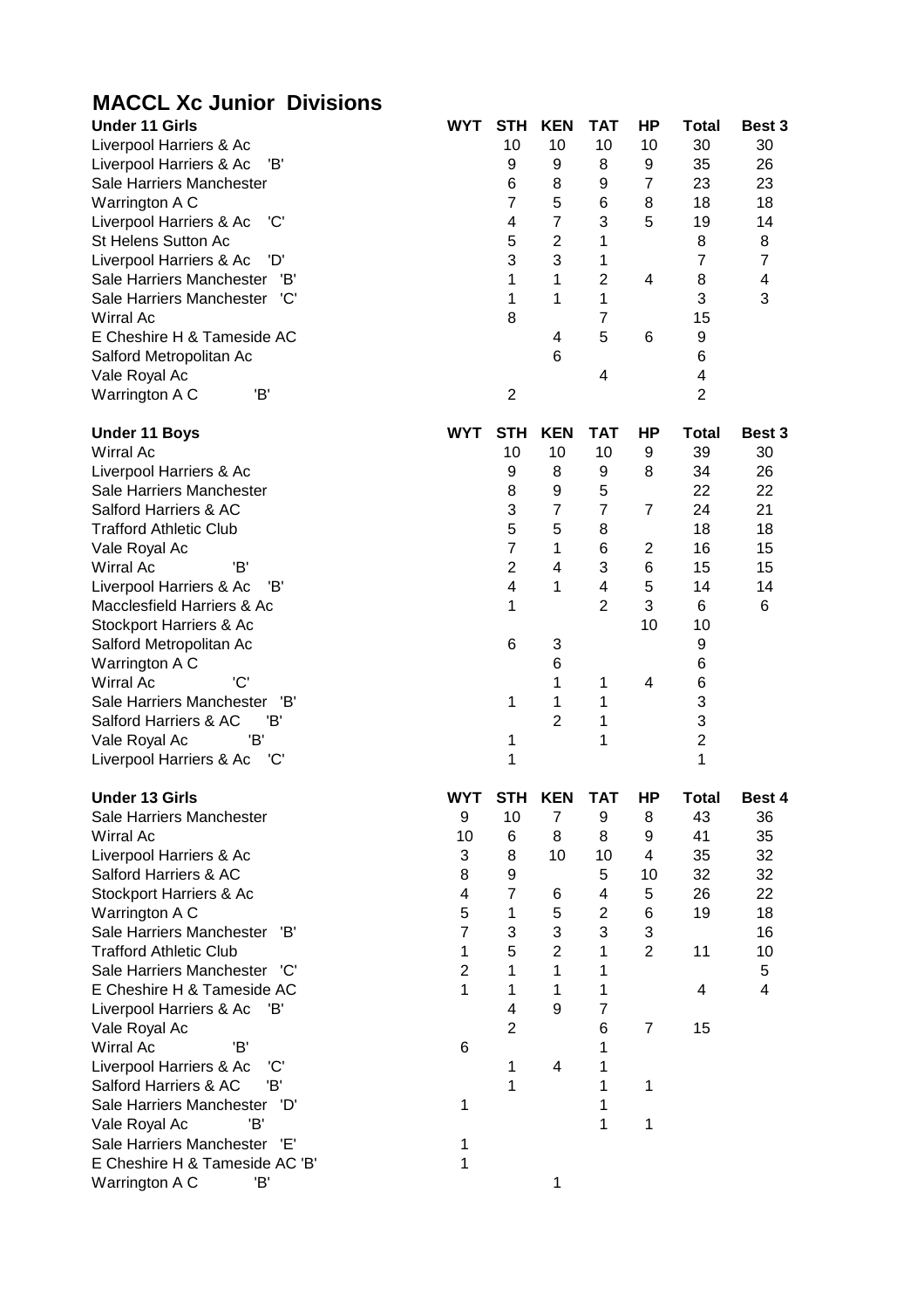# MACCL Xc Junior Divisions

| Under 11 Girls | WYT | STH | KEN | TAT | HP | Total | Best 3 |
|---|---|---|---|---|---|---|---|
| Liverpool Harriers & Ac | | 10 | 10 | 10 | 10 | 30 | 30 |
| Liverpool Harriers & Ac 'B' | | 9 | 9 | 8 | 9 | 35 | 26 |
| Sale Harriers Manchester | | 6 | 8 | 9 | 7 | 23 | 23 |
| Warrington A C | | 7 | 5 | 6 | 8 | 18 | 18 |
| Liverpool Harriers & Ac 'C' | | 4 | 7 | 3 | 5 | 19 | 14 |
| St Helens Sutton Ac | | 5 | 2 | 1 | | 8 | 8 |
| Liverpool Harriers & Ac 'D' | | 3 | 3 | 1 | | 7 | 7 |
| Sale Harriers Manchester 'B' | | 1 | 1 | 2 | 4 | 8 | 4 |
| Sale Harriers Manchester 'C' | | 1 | 1 | 1 | | 3 | 3 |
| Wirral Ac | | 8 | | 7 | | 15 | |
| E Cheshire H & Tameside AC | | | 4 | 5 | 6 | 9 | |
| Salford Metropolitan Ac | | | 6 | | | 6 | |
| Vale Royal Ac | | | | 4 | | 4 | |
| Warrington A C 'B' | | 2 | | | | 2 | |

| Under 11 Boys | WYT | STH | KEN | TAT | HP | Total | Best 3 |
|---|---|---|---|---|---|---|---|
| Wirral Ac | | 10 | 10 | 10 | 9 | 39 | 30 |
| Liverpool Harriers & Ac | | 9 | 8 | 9 | 8 | 34 | 26 |
| Sale Harriers Manchester | | 8 | 9 | 5 | | 22 | 22 |
| Salford Harriers & AC | | 3 | 7 | 7 | 7 | 24 | 21 |
| Trafford Athletic Club | | 5 | 5 | 8 | | 18 | 18 |
| Vale Royal Ac | | 7 | 1 | 6 | 2 | 16 | 15 |
| Wirral Ac 'B' | | 2 | 4 | 3 | 6 | 15 | 15 |
| Liverpool Harriers & Ac 'B' | | 4 | 1 | 4 | 5 | 14 | 14 |
| Macclesfield Harriers & Ac | | 1 | | 2 | 3 | 6 | 6 |
| Stockport Harriers & Ac | | | | | 10 | 10 | |
| Salford Metropolitan Ac | | 6 | 3 | | | 9 | |
| Warrington A C | | | 6 | | | 6 | |
| Wirral Ac 'C' | | | 1 | 1 | 4 | 6 | |
| Sale Harriers Manchester 'B' | | 1 | 1 | 1 | | 3 | |
| Salford Harriers & AC 'B' | | | 2 | 1 | | 3 | |
| Vale Royal Ac 'B' | | 1 | | 1 | | 2 | |
| Liverpool Harriers & Ac 'C' | | 1 | | | | 1 | |

| Under 13 Girls | WYT | STH | KEN | TAT | HP | Total | Best 4 |
|---|---|---|---|---|---|---|---|
| Sale Harriers Manchester | 9 | 10 | 7 | 9 | 8 | 43 | 36 |
| Wirral Ac | 10 | 6 | 8 | 8 | 9 | 41 | 35 |
| Liverpool Harriers & Ac | 3 | 8 | 10 | 10 | 4 | 35 | 32 |
| Salford Harriers & AC | 8 | 9 | | 5 | 10 | 32 | 32 |
| Stockport Harriers & Ac | 4 | 7 | 6 | 4 | 5 | 26 | 22 |
| Warrington A C | 5 | 1 | 5 | 2 | 6 | 19 | 18 |
| Sale Harriers Manchester 'B' | 7 | 3 | 3 | 3 | 3 | | 16 |
| Trafford Athletic Club | 1 | 5 | 2 | 1 | 2 | 11 | 10 |
| Sale Harriers Manchester 'C' | 2 | 1 | 1 | 1 | | | 5 |
| E Cheshire H & Tameside AC | 1 | 1 | 1 | 1 | | 4 | 4 |
| Liverpool Harriers & Ac 'B' | | 4 | 9 | 7 | | | |
| Vale Royal Ac | | 2 | | 6 | 7 | 15 | |
| Wirral Ac 'B' | 6 | | | 1 | | | |
| Liverpool Harriers & Ac 'C' | | 1 | 4 | 1 | | | |
| Salford Harriers & AC 'B' | | 1 | | 1 | 1 | | |
| Sale Harriers Manchester 'D' | 1 | | | 1 | | | |
| Vale Royal Ac 'B' | | | | 1 | 1 | | |
| Sale Harriers Manchester 'E' | 1 | | | | | | |
| E Cheshire H & Tameside AC 'B' | 1 | | | | | | |
| Warrington A C 'B' | | | 1 | | | | |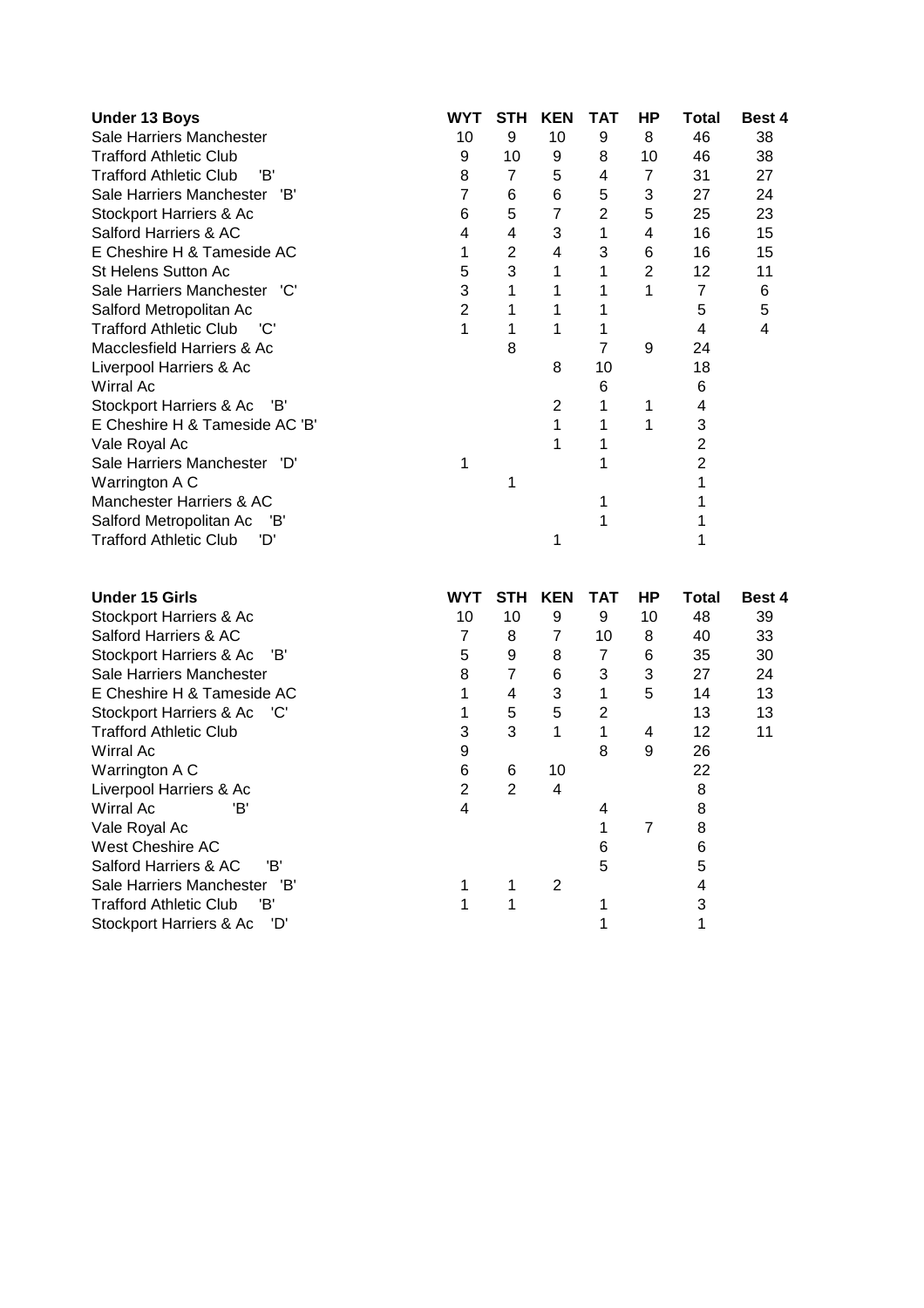| Under 13 Boys | WYT | STH | KEN | TAT | HP | Total | Best 4 |
|---|---|---|---|---|---|---|---|
| Sale Harriers Manchester | 10 | 9 | 10 | 9 | 8 | 46 | 38 |
| Trafford Athletic Club | 9 | 10 | 9 | 8 | 10 | 46 | 38 |
| Trafford Athletic Club 'B' | 8 | 7 | 5 | 4 | 7 | 31 | 27 |
| Sale Harriers Manchester 'B' | 7 | 6 | 6 | 5 | 3 | 27 | 24 |
| Stockport Harriers & Ac | 6 | 5 | 7 | 2 | 5 | 25 | 23 |
| Salford Harriers & AC | 4 | 4 | 3 | 1 | 4 | 16 | 15 |
| E Cheshire H & Tameside AC | 1 | 2 | 4 | 3 | 6 | 16 | 15 |
| St Helens Sutton Ac | 5 | 3 | 1 | 1 | 2 | 12 | 11 |
| Sale Harriers Manchester 'C' | 3 | 1 | 1 | 1 | 1 | 7 | 6 |
| Salford Metropolitan Ac | 2 | 1 | 1 | 1 | | 5 | 5 |
| Trafford Athletic Club 'C' | 1 | 1 | 1 | 1 | | 4 | 4 |
| Macclesfield Harriers & Ac | | 8 | | 7 | 9 | 24 | |
| Liverpool Harriers & Ac | | | 8 | 10 | | 18 | |
| Wirral Ac | | | | 6 | | 6 | |
| Stockport Harriers & Ac 'B' | | | 2 | 1 | 1 | 4 | |
| E Cheshire H & Tameside AC 'B' | | | 1 | 1 | 1 | 3 | |
| Vale Royal Ac | | | 1 | 1 | | 2 | |
| Sale Harriers Manchester 'D' | 1 | | | 1 | | 2 | |
| Warrington A C | | 1 | | | | 1 | |
| Manchester Harriers & AC | | | | 1 | | 1 | |
| Salford Metropolitan Ac 'B' | | | | 1 | | 1 | |
| Trafford Athletic Club 'D' | | | 1 | | | 1 | |

| Under 15 Girls | WYT | STH | KEN | TAT | HP | Total | Best 4 |
|---|---|---|---|---|---|---|---|
| Stockport Harriers & Ac | 10 | 10 | 9 | 9 | 10 | 48 | 39 |
| Salford Harriers & AC | 7 | 8 | 7 | 10 | 8 | 40 | 33 |
| Stockport Harriers & Ac 'B' | 5 | 9 | 8 | 7 | 6 | 35 | 30 |
| Sale Harriers Manchester | 8 | 7 | 6 | 3 | 3 | 27 | 24 |
| E Cheshire H & Tameside AC | 1 | 4 | 3 | 1 | 5 | 14 | 13 |
| Stockport Harriers & Ac 'C' | 1 | 5 | 5 | 2 | | 13 | 13 |
| Trafford Athletic Club | 3 | 3 | 1 | 1 | 4 | 12 | 11 |
| Wirral Ac | 9 | | | 8 | 9 | 26 | |
| Warrington A C | 6 | 6 | 10 | | | 22 | |
| Liverpool Harriers & Ac | 2 | 2 | 4 | | | 8 | |
| Wirral Ac 'B' | 4 | | | 4 | | 8 | |
| Vale Royal Ac | | | | 1 | 7 | 8 | |
| West Cheshire AC | | | | 6 | | 6 | |
| Salford Harriers & AC 'B' | | | | 5 | | 5 | |
| Sale Harriers Manchester 'B' | 1 | 1 | 2 | | | 4 | |
| Trafford Athletic Club 'B' | 1 | 1 | | 1 | | 3 | |
| Stockport Harriers & Ac 'D' | | | | 1 | | 1 | |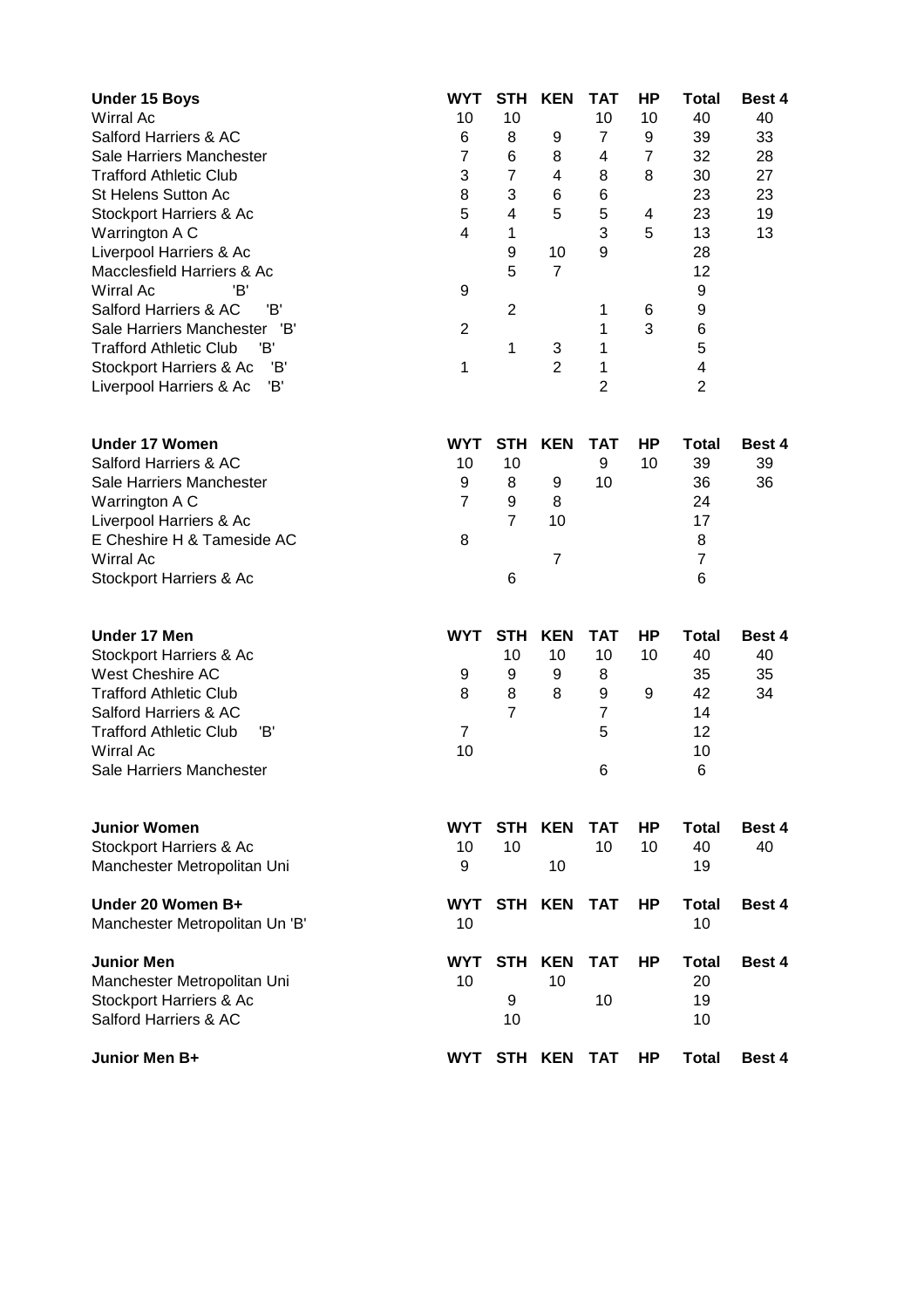| Under 15 Boys | WYT | STH | KEN | TAT | HP | Total | Best 4 |
|---|---|---|---|---|---|---|---|
| Wirral Ac | 10 | 10 | | 10 | 10 | 40 | 40 |
| Salford Harriers & AC | 6 | 8 | 9 | 7 | 9 | 39 | 33 |
| Sale Harriers Manchester | 7 | 6 | 8 | 4 | 7 | 32 | 28 |
| Trafford Athletic Club | 3 | 7 | 4 | 8 | 8 | 30 | 27 |
| St Helens Sutton Ac | 8 | 3 | 6 | 6 | | 23 | 23 |
| Stockport Harriers & Ac | 5 | 4 | 5 | 5 | 4 | 23 | 19 |
| Warrington A C | 4 | 1 | | 3 | 5 | 13 | 13 |
| Liverpool Harriers & Ac | | 9 | 10 | 9 | | 28 | |
| Macclesfield Harriers & Ac | | 5 | 7 | | | 12 | |
| Wirral Ac 'B' | 9 | | | | | 9 | |
| Salford Harriers & AC 'B' | | 2 | | 1 | 6 | 9 | |
| Sale Harriers Manchester 'B' | 2 | | | 1 | 3 | 6 | |
| Trafford Athletic Club 'B' | | 1 | 3 | 1 | | 5 | |
| Stockport Harriers & Ac 'B' | 1 | | 2 | 1 | | 4 | |
| Liverpool Harriers & Ac 'B' | | | | 2 | | 2 | |

| Under 17 Women | WYT | STH | KEN | TAT | HP | Total | Best 4 |
|---|---|---|---|---|---|---|---|
| Salford Harriers & AC | 10 | 10 | | 9 | 10 | 39 | 39 |
| Sale Harriers Manchester | 9 | 8 | 9 | 10 | | 36 | 36 |
| Warrington A C | 7 | 9 | 8 | | | 24 | |
| Liverpool Harriers & Ac | | 7 | 10 | | | 17 | |
| E Cheshire H & Tameside AC | 8 | | | | | 8 | |
| Wirral Ac | | | 7 | | | 7 | |
| Stockport Harriers & Ac | | 6 | | | | 6 | |

| Under 17 Men | WYT | STH | KEN | TAT | HP | Total | Best 4 |
|---|---|---|---|---|---|---|---|
| Stockport Harriers & Ac | | 10 | 10 | 10 | 10 | 40 | 40 |
| West Cheshire AC | 9 | 9 | 9 | 8 | | 35 | 35 |
| Trafford Athletic Club | 8 | 8 | 8 | 9 | 9 | 42 | 34 |
| Salford Harriers & AC | | 7 | | 7 | | 14 | |
| Trafford Athletic Club 'B' | 7 | | | 5 | | 12 | |
| Wirral Ac | 10 | | | | | 10 | |
| Sale Harriers Manchester | | | | 6 | | 6 | |

| Junior Women | WYT | STH | KEN | TAT | HP | Total | Best 4 |
|---|---|---|---|---|---|---|---|
| Stockport Harriers & Ac | 10 | 10 | | 10 | 10 | 40 | 40 |
| Manchester Metropolitan Uni | 9 | | 10 | | | 19 | |

| Under 20 Women B+ | WYT | STH | KEN | TAT | HP | Total | Best 4 |
|---|---|---|---|---|---|---|---|
| Manchester Metropolitan Un 'B' | 10 | | | | | 10 | |

| Junior Men | WYT | STH | KEN | TAT | HP | Total | Best 4 |
|---|---|---|---|---|---|---|---|
| Manchester Metropolitan Uni | 10 | | 10 | | | 20 | |
| Stockport Harriers & Ac | | 9 | | 10 | | 19 | |
| Salford Harriers & AC | | 10 | | | | 10 | |

| Junior Men B+ | WYT | STH | KEN | TAT | HP | Total | Best 4 |
|---|---|---|---|---|---|---|---|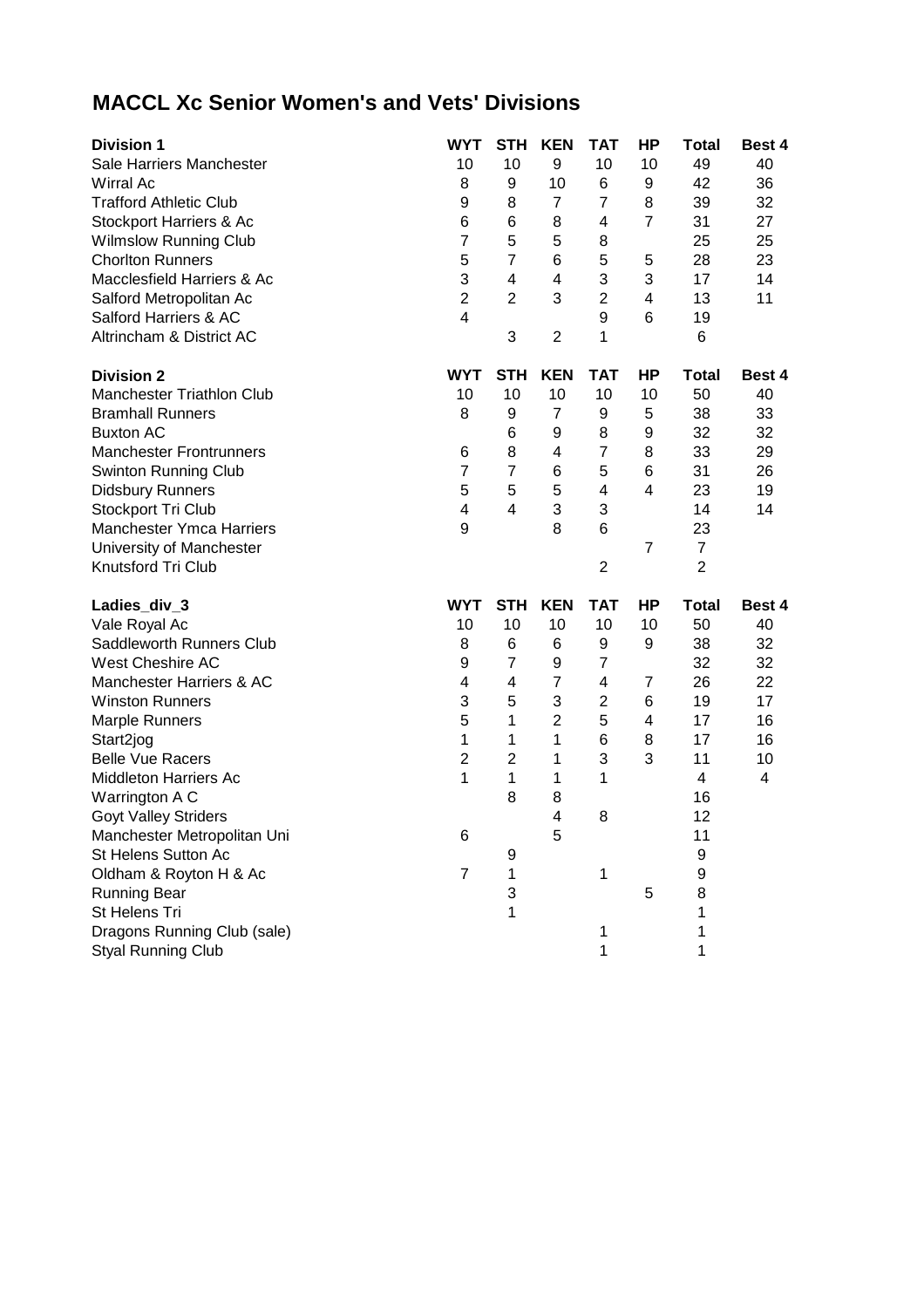# MACCL Xc Senior Women's and Vets' Divisions

| Division 1 | WYT | STH | KEN | TAT | HP | Total | Best 4 |
|---|---|---|---|---|---|---|---|
| Sale Harriers Manchester | 10 | 10 | 9 | 10 | 10 | 49 | 40 |
| Wirral Ac | 8 | 9 | 10 | 6 | 9 | 42 | 36 |
| Trafford Athletic Club | 9 | 8 | 7 | 7 | 8 | 39 | 32 |
| Stockport Harriers & Ac | 6 | 6 | 8 | 4 | 7 | 31 | 27 |
| Wilmslow Running Club | 7 | 5 | 5 | 8 | | 25 | 25 |
| Chorlton Runners | 5 | 7 | 6 | 5 | 5 | 28 | 23 |
| Macclesfield Harriers & Ac | 3 | 4 | 4 | 3 | 3 | 17 | 14 |
| Salford Metropolitan Ac | 2 | 2 | 3 | 2 | 4 | 13 | 11 |
| Salford Harriers & AC | 4 | | | 9 | 6 | 19 | |
| Altrincham & District AC | | 3 | 2 | 1 | | 6 | |

| Division 2 | WYT | STH | KEN | TAT | HP | Total | Best 4 |
|---|---|---|---|---|---|---|---|
| Manchester Triathlon Club | 10 | 10 | 10 | 10 | 10 | 50 | 40 |
| Bramhall Runners | 8 | 9 | 7 | 9 | 5 | 38 | 33 |
| Buxton AC | | 6 | 9 | 8 | 9 | 32 | 32 |
| Manchester Frontrunners | 6 | 8 | 4 | 7 | 8 | 33 | 29 |
| Swinton Running Club | 7 | 7 | 6 | 5 | 6 | 31 | 26 |
| Didsbury Runners | 5 | 5 | 5 | 4 | 4 | 23 | 19 |
| Stockport Tri Club | 4 | 4 | 3 | 3 | | 14 | 14 |
| Manchester Ymca Harriers | 9 | | 8 | 6 | | 23 | |
| University of Manchester | | | | | 7 | 7 | |
| Knutsford Tri Club | | | | 2 | | 2 | |

| Ladies_div_3 | WYT | STH | KEN | TAT | HP | Total | Best 4 |
|---|---|---|---|---|---|---|---|
| Vale Royal Ac | 10 | 10 | 10 | 10 | 10 | 50 | 40 |
| Saddleworth Runners Club | 8 | 6 | 6 | 9 | 9 | 38 | 32 |
| West Cheshire AC | 9 | 7 | 9 | 7 | | 32 | 32 |
| Manchester Harriers & AC | 4 | 4 | 7 | 4 | 7 | 26 | 22 |
| Winston Runners | 3 | 5 | 3 | 2 | 6 | 19 | 17 |
| Marple Runners | 5 | 1 | 2 | 5 | 4 | 17 | 16 |
| Start2jog | 1 | 1 | 1 | 6 | 8 | 17 | 16 |
| Belle Vue Racers | 2 | 2 | 1 | 3 | 3 | 11 | 10 |
| Middleton Harriers Ac | 1 | 1 | 1 | 1 | | 4 | 4 |
| Warrington A C | | 8 | 8 | | | 16 | |
| Goyt Valley Striders | | | 4 | 8 | | 12 | |
| Manchester Metropolitan Uni | 6 | | 5 | | | 11 | |
| St Helens Sutton Ac | | 9 | | | | 9 | |
| Oldham & Royton H & Ac | 7 | 1 | | 1 | | 9 | |
| Running Bear | | 3 | | | 5 | 8 | |
| St Helens Tri | | 1 | | | | 1 | |
| Dragons Running Club (sale) | | | | 1 | | 1 | |
| Styal Running Club | | | | 1 | | 1 | |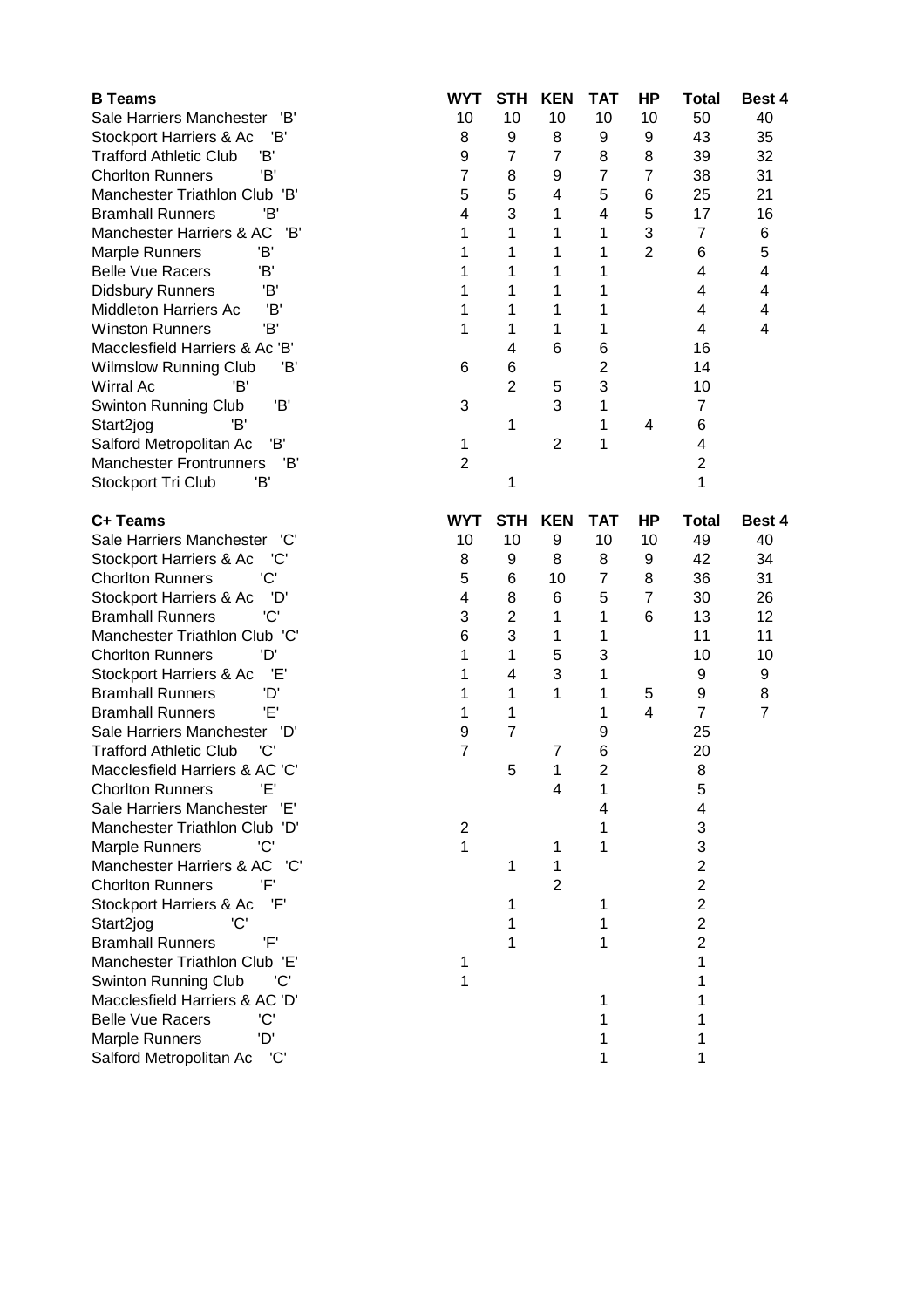| B Teams | WYT | STH | KEN | TAT | HP | Total | Best 4 |
|---|---|---|---|---|---|---|---|
| Sale Harriers Manchester 'B' | 10 | 10 | 10 | 10 | 10 | 50 | 40 |
| Stockport Harriers & Ac 'B' | 8 | 9 | 8 | 9 | 9 | 43 | 35 |
| Trafford Athletic Club 'B' | 9 | 7 | 7 | 8 | 8 | 39 | 32 |
| Chorlton Runners 'B' | 7 | 8 | 9 | 7 | 7 | 38 | 31 |
| Manchester Triathlon Club 'B' | 5 | 5 | 4 | 5 | 6 | 25 | 21 |
| Bramhall Runners 'B' | 4 | 3 | 1 | 4 | 5 | 17 | 16 |
| Manchester Harriers & AC 'B' | 1 | 1 | 1 | 1 | 3 | 7 | 6 |
| Marple Runners 'B' | 1 | 1 | 1 | 1 | 2 | 6 | 5 |
| Belle Vue Racers 'B' | 1 | 1 | 1 | 1 | | 4 | 4 |
| Didsbury Runners 'B' | 1 | 1 | 1 | 1 | | 4 | 4 |
| Middleton Harriers Ac 'B' | 1 | 1 | 1 | 1 | | 4 | 4 |
| Winston Runners 'B' | 1 | 1 | 1 | 1 | | 4 | 4 |
| Macclesfield Harriers & Ac 'B' | | 4 | 6 | 6 | | 16 | |
| Wilmslow Running Club 'B' | 6 | 6 | | 2 | | 14 | |
| Wirral Ac 'B' | | 2 | 5 | 3 | | 10 | |
| Swinton Running Club 'B' | 3 | | 3 | 1 | | 7 | |
| Start2jog 'B' | | 1 | | 1 | 4 | 6 | |
| Salford Metropolitan Ac 'B' | 1 | | 2 | 1 | | 4 | |
| Manchester Frontrunners 'B' | 2 | | | | | 2 | |
| Stockport Tri Club 'B' | | 1 | | | | 1 | |

| C+ Teams | WYT | STH | KEN | TAT | HP | Total | Best 4 |
|---|---|---|---|---|---|---|---|
| Sale Harriers Manchester 'C' | 10 | 10 | 9 | 10 | 10 | 49 | 40 |
| Stockport Harriers & Ac 'C' | 8 | 9 | 8 | 8 | 9 | 42 | 34 |
| Chorlton Runners 'C' | 5 | 6 | 10 | 7 | 8 | 36 | 31 |
| Stockport Harriers & Ac 'D' | 4 | 8 | 6 | 5 | 7 | 30 | 26 |
| Bramhall Runners 'C' | 3 | 2 | 1 | 1 | 6 | 13 | 12 |
| Manchester Triathlon Club 'C' | 6 | 3 | 1 | 1 | | 11 | 11 |
| Chorlton Runners 'D' | 1 | 1 | 5 | 3 | | 10 | 10 |
| Stockport Harriers & Ac 'E' | 1 | 4 | 3 | 1 | | 9 | 9 |
| Bramhall Runners 'D' | 1 | 1 | 1 | 1 | 5 | 9 | 8 |
| Bramhall Runners 'E' | 1 | 1 | | 1 | 4 | 7 | 7 |
| Sale Harriers Manchester 'D' | 9 | 7 | | 9 | | 25 | |
| Trafford Athletic Club 'C' | 7 | | 7 | 6 | | 20 | |
| Macclesfield Harriers & AC 'C' | | 5 | 1 | 2 | | 8 | |
| Chorlton Runners 'E' | | | 4 | 1 | | 5 | |
| Sale Harriers Manchester 'E' | | | | 4 | | 4 | |
| Manchester Triathlon Club 'D' | 2 | | | 1 | | 3 | |
| Marple Runners 'C' | 1 | | 1 | 1 | | 3 | |
| Manchester Harriers & AC 'C' | | 1 | 1 | | | 2 | |
| Chorlton Runners 'F' | | | 2 | | | 2 | |
| Stockport Harriers & Ac 'F' | | 1 | | 1 | | 2 | |
| Start2jog 'C' | | 1 | | 1 | | 2 | |
| Bramhall Runners 'F' | | 1 | | 1 | | 2 | |
| Manchester Triathlon Club 'E' | 1 | | | | | 1 | |
| Swinton Running Club 'C' | 1 | | | | | 1 | |
| Macclesfield Harriers & AC 'D' | | | | 1 | | 1 | |
| Belle Vue Racers 'C' | | | | 1 | | 1 | |
| Marple Runners 'D' | | | | 1 | | 1 | |
| Salford Metropolitan Ac 'C' | | | | 1 | | 1 | |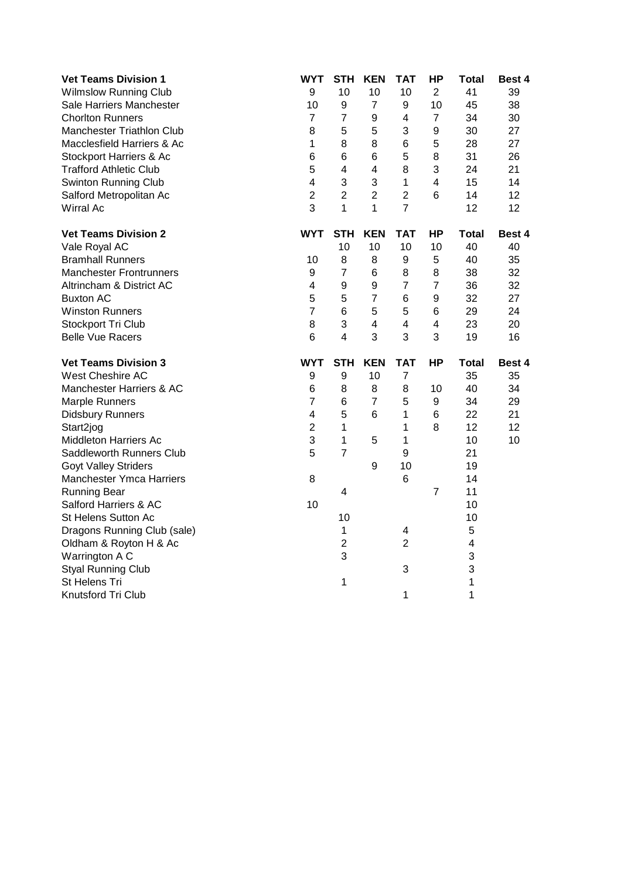| Vet Teams Division 1 | WYT | STH | KEN | TAT | HP | Total | Best 4 |
|---|---|---|---|---|---|---|---|
| Wilmslow Running Club | 9 | 10 | 10 | 10 | 2 | 41 | 39 |
| Sale Harriers Manchester | 10 | 9 | 7 | 9 | 10 | 45 | 38 |
| Chorlton Runners | 7 | 7 | 9 | 4 | 7 | 34 | 30 |
| Manchester Triathlon Club | 8 | 5 | 5 | 3 | 9 | 30 | 27 |
| Macclesfield Harriers & Ac | 1 | 8 | 8 | 6 | 5 | 28 | 27 |
| Stockport Harriers & Ac | 6 | 6 | 6 | 5 | 8 | 31 | 26 |
| Trafford Athletic Club | 5 | 4 | 4 | 8 | 3 | 24 | 21 |
| Swinton Running Club | 4 | 3 | 3 | 1 | 4 | 15 | 14 |
| Salford Metropolitan Ac | 2 | 2 | 2 | 2 | 6 | 14 | 12 |
| Wirral Ac | 3 | 1 | 1 | 7 | | 12 | 12 |

| Vet Teams Division 2 | WYT | STH | KEN | TAT | HP | Total | Best 4 |
|---|---|---|---|---|---|---|---|
| Vale Royal AC | | 10 | 10 | 10 | 10 | 40 | 40 |
| Bramhall Runners | 10 | 8 | 8 | 9 | 5 | 40 | 35 |
| Manchester Frontrunners | 9 | 7 | 6 | 8 | 8 | 38 | 32 |
| Altrincham & District AC | 4 | 9 | 9 | 7 | 7 | 36 | 32 |
| Buxton AC | 5 | 5 | 7 | 6 | 9 | 32 | 27 |
| Winston Runners | 7 | 6 | 5 | 5 | 6 | 29 | 24 |
| Stockport Tri Club | 8 | 3 | 4 | 4 | 4 | 23 | 20 |
| Belle Vue Racers | 6 | 4 | 3 | 3 | 3 | 19 | 16 |

| Vet Teams Division 3 | WYT | STH | KEN | TAT | HP | Total | Best 4 |
|---|---|---|---|---|---|---|---|
| West Cheshire AC | 9 | 9 | 10 | 7 | | 35 | 35 |
| Manchester Harriers & AC | 6 | 8 | 8 | 8 | 10 | 40 | 34 |
| Marple Runners | 7 | 6 | 7 | 5 | 9 | 34 | 29 |
| Didsbury Runners | 4 | 5 | 6 | 1 | 6 | 22 | 21 |
| Start2jog | 2 | 1 | | 1 | 8 | 12 | 12 |
| Middleton Harriers Ac | 3 | 1 | 5 | 1 | | 10 | 10 |
| Saddleworth Runners Club | 5 | 7 | | 9 | | 21 | |
| Goyt Valley Striders | | | 9 | 10 | | 19 | |
| Manchester Ymca Harriers | 8 | | | 6 | | 14 | |
| Running Bear | | 4 | | | 7 | 11 | |
| Salford Harriers & AC | 10 | | | | | 10 | |
| St Helens Sutton Ac | | 10 | | | | 10 | |
| Dragons Running Club (sale) | | 1 | | 4 | | 5 | |
| Oldham & Royton H & Ac | | 2 | | 2 | | 4 | |
| Warrington A C | | 3 | | | | 3 | |
| Styal Running Club | | | | 3 | | 3 | |
| St Helens Tri | | 1 | | | | 1 | |
| Knutsford Tri Club | | | | 1 | | 1 | |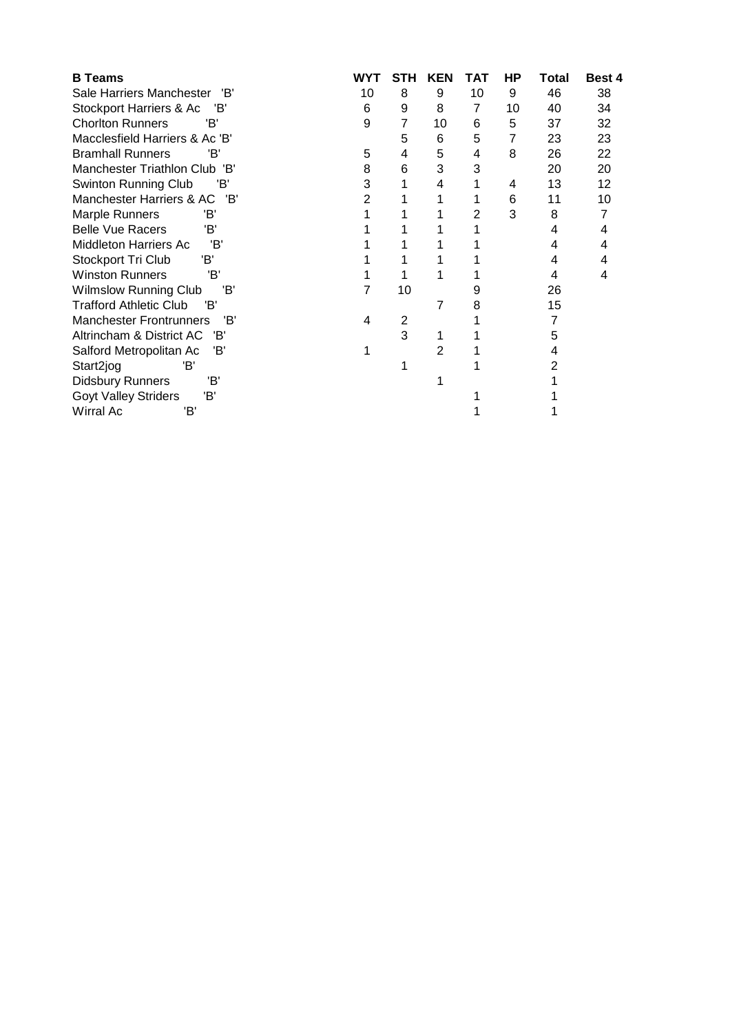| B Teams | WYT | STH | KEN | TAT | HP | Total | Best 4 |
|---|---|---|---|---|---|---|---|
| Sale Harriers Manchester 'B' | 10 | 8 | 9 | 10 | 9 | 46 | 38 |
| Stockport Harriers & Ac 'B' | 6 | 9 | 8 | 7 | 10 | 40 | 34 |
| Chorlton Runners 'B' | 9 | 7 | 10 | 6 | 5 | 37 | 32 |
| Macclesfield Harriers & Ac 'B' | | 5 | 6 | 5 | 7 | 23 | 23 |
| Bramhall Runners 'B' | 5 | 4 | 5 | 4 | 8 | 26 | 22 |
| Manchester Triathlon Club 'B' | 8 | 6 | 3 | 3 | | 20 | 20 |
| Swinton Running Club 'B' | 3 | 1 | 4 | 1 | 4 | 13 | 12 |
| Manchester Harriers & AC 'B' | 2 | 1 | 1 | 1 | 6 | 11 | 10 |
| Marple Runners 'B' | 1 | 1 | 1 | 2 | 3 | 8 | 7 |
| Belle Vue Racers 'B' | 1 | 1 | 1 | 1 | | 4 | 4 |
| Middleton Harriers Ac 'B' | 1 | 1 | 1 | 1 | | 4 | 4 |
| Stockport Tri Club 'B' | 1 | 1 | 1 | 1 | | 4 | 4 |
| Winston Runners 'B' | 1 | 1 | 1 | 1 | | 4 | 4 |
| Wilmslow Running Club 'B' | 7 | 10 | | 9 | | 26 | |
| Trafford Athletic Club 'B' | | | 7 | 8 | | 15 | |
| Manchester Frontrunners 'B' | 4 | 2 | | 1 | | 7 | |
| Altrincham & District AC 'B' | | 3 | 1 | 1 | | 5 | |
| Salford Metropolitan Ac 'B' | 1 | | 2 | 1 | | 4 | |
| Start2jog 'B' | | 1 | | 1 | | 2 | |
| Didsbury Runners 'B' | | | 1 | | | 1 | |
| Goyt Valley Striders 'B' | | | | 1 | | 1 | |
| Wirral Ac 'B' | | | | 1 | | 1 | |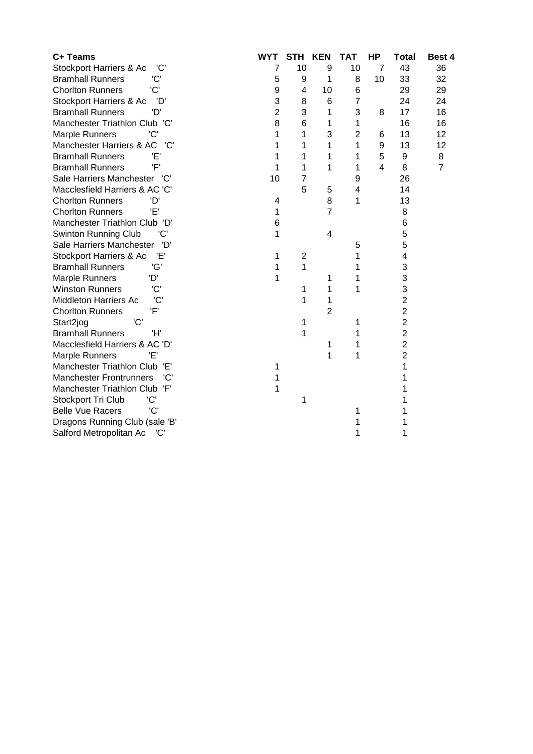| C+ Teams | WYT | STH | KEN | TAT | HP | Total | Best 4 |
| --- | --- | --- | --- | --- | --- | --- | --- |
| Stockport Harriers & Ac 'C' | 7 | 10 | 9 | 10 | 7 | 43 | 36 |
| Bramhall Runners 'C' | 5 | 9 | 1 | 8 | 10 | 33 | 32 |
| Chorlton Runners 'C' | 9 | 4 | 10 | 6 | | 29 | 29 |
| Stockport Harriers & Ac 'D' | 3 | 8 | 6 | 7 | | 24 | 24 |
| Bramhall Runners 'D' | 2 | 3 | 1 | 3 | 8 | 17 | 16 |
| Manchester Triathlon Club 'C' | 8 | 6 | 1 | 1 | | 16 | 16 |
| Marple Runners 'C' | 1 | 1 | 3 | 2 | 6 | 13 | 12 |
| Manchester Harriers & AC 'C' | 1 | 1 | 1 | 1 | 9 | 13 | 12 |
| Bramhall Runners 'E' | 1 | 1 | 1 | 1 | 5 | 9 | 8 |
| Bramhall Runners 'F' | 1 | 1 | 1 | 1 | 4 | 8 | 7 |
| Sale Harriers Manchester 'C' | 10 | 7 | | 9 | | 26 | |
| Macclesfield Harriers & AC 'C' | | 5 | 5 | 4 | | 14 | |
| Chorlton Runners 'D' | 4 | | 8 | 1 | | 13 | |
| Chorlton Runners 'E' | 1 | | 7 | | | 8 | |
| Manchester Triathlon Club 'D' | 6 | | | | | 6 | |
| Swinton Running Club 'C' | 1 | | 4 | | | 5 | |
| Sale Harriers Manchester 'D' | | | | 5 | | 5 | |
| Stockport Harriers & Ac 'E' | 1 | 2 | | 1 | | 4 | |
| Bramhall Runners 'G' | 1 | 1 | | 1 | | 3 | |
| Marple Runners 'D' | 1 | | 1 | 1 | | 3 | |
| Winston Runners 'C' | | 1 | 1 | 1 | | 3 | |
| Middleton Harriers Ac 'C' | | 1 | 1 | | | 2 | |
| Chorlton Runners 'F' | | | 2 | | | 2 | |
| Start2jog 'C' | | 1 | | 1 | | 2 | |
| Bramhall Runners 'H' | | 1 | | 1 | | 2 | |
| Macclesfield Harriers & AC 'D' | | | 1 | 1 | | 2 | |
| Marple Runners 'E' | | | 1 | 1 | | 2 | |
| Manchester Triathlon Club 'E' | 1 | | | | | 1 | |
| Manchester Frontrunners 'C' | 1 | | | | | 1 | |
| Manchester Triathlon Club 'F' | 1 | | | | | 1 | |
| Stockport Tri Club 'C' | | 1 | | | | 1 | |
| Belle Vue Racers 'C' | | | | 1 | | 1 | |
| Dragons Running Club (sale 'B' | | | | 1 | | 1 | |
| Salford Metropolitan Ac 'C' | | | | 1 | | 1 | |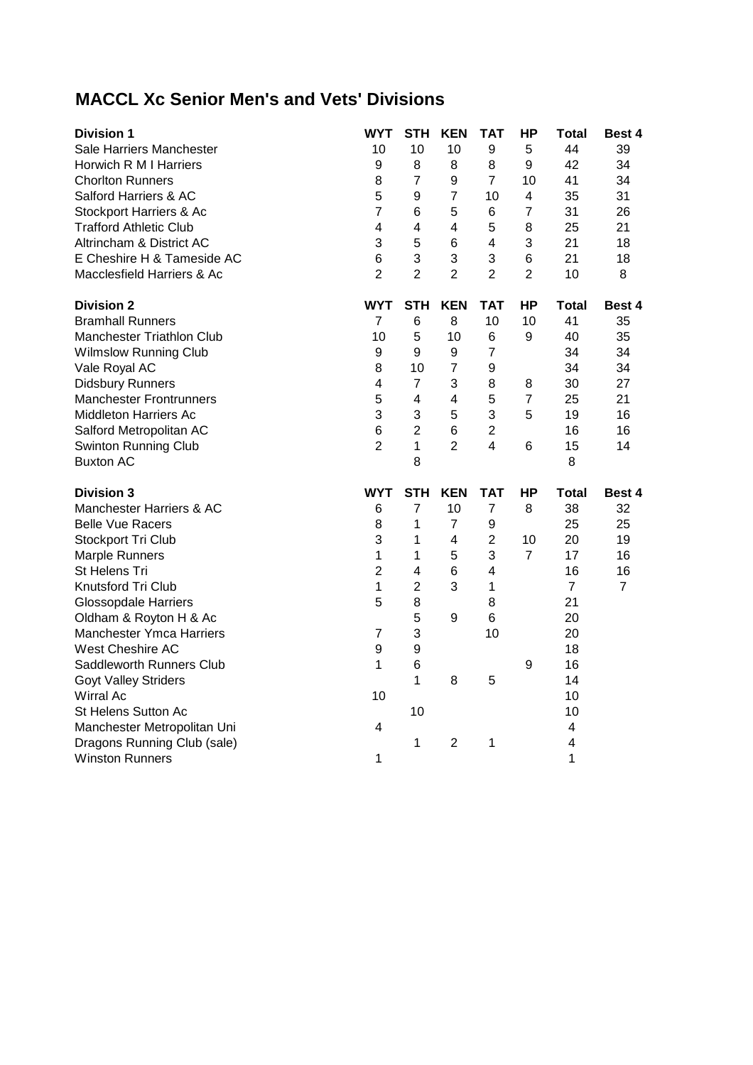# MACCL Xc Senior Men's and Vets' Divisions

| Division 1 | WYT | STH | KEN | TAT | HP | Total | Best 4 |
|---|---|---|---|---|---|---|---|
| Sale Harriers Manchester | 10 | 10 | 10 | 9 | 5 | 44 | 39 |
| Horwich R M I Harriers | 9 | 8 | 8 | 8 | 9 | 42 | 34 |
| Chorlton Runners | 8 | 7 | 9 | 7 | 10 | 41 | 34 |
| Salford Harriers & AC | 5 | 9 | 7 | 10 | 4 | 35 | 31 |
| Stockport Harriers & Ac | 7 | 6 | 5 | 6 | 7 | 31 | 26 |
| Trafford Athletic Club | 4 | 4 | 4 | 5 | 8 | 25 | 21 |
| Altrincham & District AC | 3 | 5 | 6 | 4 | 3 | 21 | 18 |
| E Cheshire H & Tameside AC | 6 | 3 | 3 | 3 | 6 | 21 | 18 |
| Macclesfield Harriers & Ac | 2 | 2 | 2 | 2 | 2 | 10 | 8 |

| Division 2 | WYT | STH | KEN | TAT | HP | Total | Best 4 |
|---|---|---|---|---|---|---|---|
| Bramhall Runners | 7 | 6 | 8 | 10 | 10 | 41 | 35 |
| Manchester Triathlon Club | 10 | 5 | 10 | 6 | 9 | 40 | 35 |
| Wilmslow Running Club | 9 | 9 | 9 | 7 | | 34 | 34 |
| Vale Royal AC | 8 | 10 | 7 | 9 | | 34 | 34 |
| Didsbury Runners | 4 | 7 | 3 | 8 | 8 | 30 | 27 |
| Manchester Frontrunners | 5 | 4 | 4 | 5 | 7 | 25 | 21 |
| Middleton Harriers Ac | 3 | 3 | 5 | 3 | 5 | 19 | 16 |
| Salford Metropolitan AC | 6 | 2 | 6 | 2 | | 16 | 16 |
| Swinton Running Club | 2 | 1 | 2 | 4 | 6 | 15 | 14 |
| Buxton AC | | 8 | | | | 8 | |

| Division 3 | WYT | STH | KEN | TAT | HP | Total | Best 4 |
|---|---|---|---|---|---|---|---|
| Manchester Harriers & AC | 6 | 7 | 10 | 7 | 8 | 38 | 32 |
| Belle Vue Racers | 8 | 1 | 7 | 9 | | 25 | 25 |
| Stockport Tri Club | 3 | 1 | 4 | 2 | 10 | 20 | 19 |
| Marple Runners | 1 | 1 | 5 | 3 | 7 | 17 | 16 |
| St Helens Tri | 2 | 4 | 6 | 4 | | 16 | 16 |
| Knutsford Tri Club | 1 | 2 | 3 | 1 | | 7 | 7 |
| Glossopdale Harriers | 5 | 8 | | 8 | | 21 | |
| Oldham & Royton H & Ac | | 5 | 9 | 6 | | 20 | |
| Manchester Ymca Harriers | 7 | 3 | | 10 | | 20 | |
| West Cheshire AC | 9 | 9 | | | | 18 | |
| Saddleworth Runners Club | 1 | 6 | | | 9 | 16 | |
| Goyt Valley Striders | | 1 | 8 | 5 | | 14 | |
| Wirral Ac | 10 | | | | | 10 | |
| St Helens Sutton Ac | | 10 | | | | 10 | |
| Manchester Metropolitan Uni | 4 | | | | | 4 | |
| Dragons Running Club (sale) | | 1 | 2 | 1 | | 4 | |
| Winston Runners | 1 | | | | | 1 | |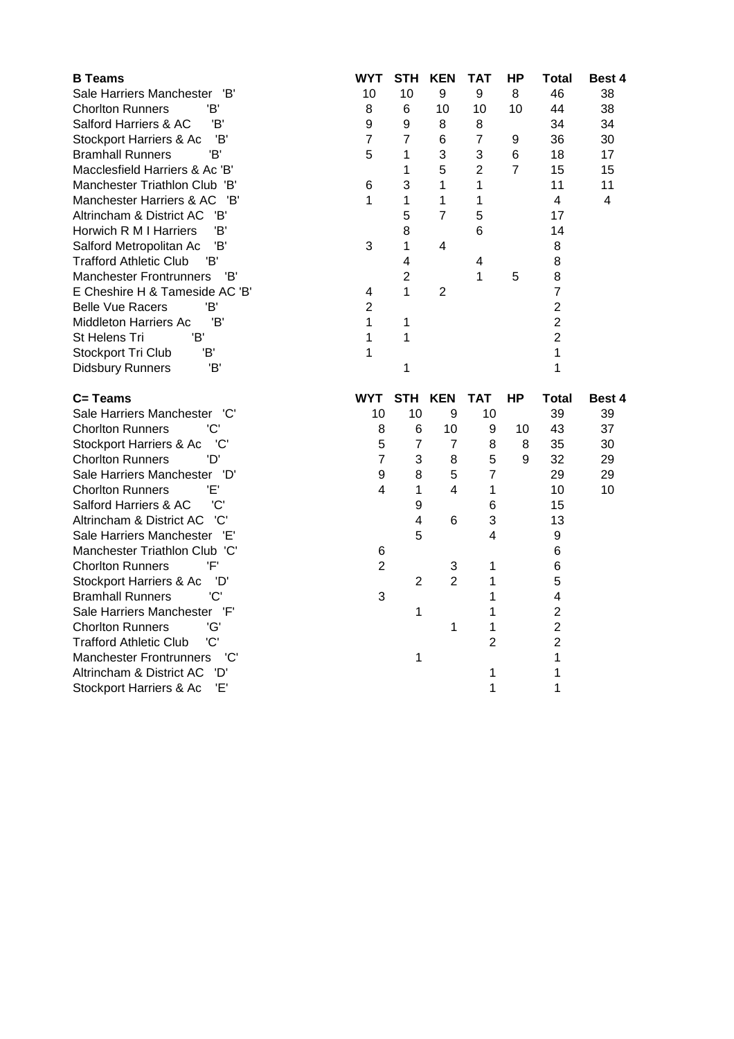| B Teams | WYT | STH | KEN | TAT | HP | Total | Best 4 |
|---|---|---|---|---|---|---|---|
| Sale Harriers Manchester 'B' | 10 | 10 | 9 | 9 | 8 | 46 | 38 |
| Chorlton Runners 'B' | 8 | 6 | 10 | 10 | 10 | 44 | 38 |
| Salford Harriers & AC 'B' | 9 | 9 | 8 | 8 | | 34 | 34 |
| Stockport Harriers & Ac 'B' | 7 | 7 | 6 | 7 | 9 | 36 | 30 |
| Bramhall Runners 'B' | 5 | 1 | 3 | 3 | 6 | 18 | 17 |
| Macclesfield Harriers & Ac 'B' | | 1 | 5 | 2 | 7 | 15 | 15 |
| Manchester Triathlon Club 'B' | 6 | 3 | 1 | 1 | | 11 | 11 |
| Manchester Harriers & AC 'B' | 1 | 1 | 1 | 1 | | 4 | 4 |
| Altrincham & District AC 'B' | | 5 | 7 | 5 | | 17 | |
| Horwich R M I Harriers 'B' | | 8 | | 6 | | 14 | |
| Salford Metropolitan Ac 'B' | 3 | 1 | 4 | | | 8 | |
| Trafford Athletic Club 'B' | | 4 | | 4 | | 8 | |
| Manchester Frontrunners 'B' | | 2 | | 1 | 5 | 8 | |
| E Cheshire H & Tameside AC 'B' | 4 | 1 | 2 | | | 7 | |
| Belle Vue Racers 'B' | 2 | | | | | 2 | |
| Middleton Harriers Ac 'B' | 1 | 1 | | | | 2 | |
| St Helens Tri 'B' | 1 | 1 | | | | 2 | |
| Stockport Tri Club 'B' | 1 | | | | | 1 | |
| Didsbury Runners 'B' | | 1 | | | | 1 | |

| C= Teams | WYT | STH | KEN | TAT | HP | Total | Best 4 |
|---|---|---|---|---|---|---|---|
| Sale Harriers Manchester 'C' | 10 | 10 | 9 | 10 | | 39 | 39 |
| Chorlton Runners 'C' | 8 | 6 | 10 | 9 | 10 | 43 | 37 |
| Stockport Harriers & Ac 'C' | 5 | 7 | 7 | 8 | 8 | 35 | 30 |
| Chorlton Runners 'D' | 7 | 3 | 8 | 5 | 9 | 32 | 29 |
| Sale Harriers Manchester 'D' | 9 | 8 | 5 | 7 | | 29 | 29 |
| Chorlton Runners 'E' | 4 | 1 | 4 | 1 | | 10 | 10 |
| Salford Harriers & AC 'C' | | 9 | | 6 | | 15 | |
| Altrincham & District AC 'C' | | 4 | 6 | 3 | | 13 | |
| Sale Harriers Manchester 'E' | | 5 | | 4 | | 9 | |
| Manchester Triathlon Club 'C' | 6 | | | | | 6 | |
| Chorlton Runners 'F' | 2 | | 3 | 1 | | 6 | |
| Stockport Harriers & Ac 'D' | | 2 | 2 | 1 | | 5 | |
| Bramhall Runners 'C' | 3 | | | 1 | | 4 | |
| Sale Harriers Manchester 'F' | | 1 | | 1 | | 2 | |
| Chorlton Runners 'G' | | | 1 | 1 | | 2 | |
| Trafford Athletic Club 'C' | | | | 2 | | 2 | |
| Manchester Frontrunners 'C' | | 1 | | | | 1 | |
| Altrincham & District AC 'D' | | | | 1 | | 1 | |
| Stockport Harriers & Ac 'E' | | | | 1 | | 1 | |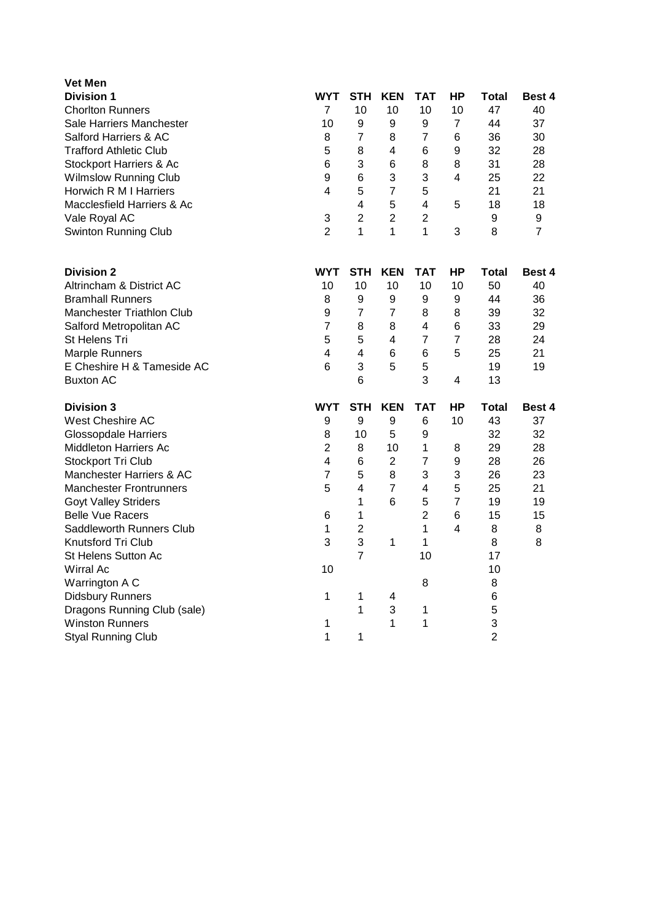**Vet Men**

| Division 1 | WYT | STH | KEN | TAT | HP | Total | Best 4 |
|---|---|---|---|---|---|---|---|
| Chorlton Runners | 7 | 10 | 10 | 10 | 10 | 47 | 40 |
| Sale Harriers Manchester | 10 | 9 | 9 | 9 | 7 | 44 | 37 |
| Salford Harriers & AC | 8 | 7 | 8 | 7 | 6 | 36 | 30 |
| Trafford Athletic Club | 5 | 8 | 4 | 6 | 9 | 32 | 28 |
| Stockport Harriers & Ac | 6 | 3 | 6 | 8 | 8 | 31 | 28 |
| Wilmslow Running Club | 9 | 6 | 3 | 3 | 4 | 25 | 22 |
| Horwich R M I Harriers | 4 | 5 | 7 | 5 | | 21 | 21 |
| Macclesfield Harriers & Ac | | 4 | 5 | 4 | 5 | 18 | 18 |
| Vale Royal AC | 3 | 2 | 2 | 2 | | 9 | 9 |
| Swinton Running Club | 2 | 1 | 1 | 1 | 3 | 8 | 7 |

| Division 2 | WYT | STH | KEN | TAT | HP | Total | Best 4 |
|---|---|---|---|---|---|---|---|
| Altrincham & District AC | 10 | 10 | 10 | 10 | 10 | 50 | 40 |
| Bramhall Runners | 8 | 9 | 9 | 9 | 9 | 44 | 36 |
| Manchester Triathlon Club | 9 | 7 | 7 | 8 | 8 | 39 | 32 |
| Salford Metropolitan AC | 7 | 8 | 8 | 4 | 6 | 33 | 29 |
| St Helens Tri | 5 | 5 | 4 | 7 | 7 | 28 | 24 |
| Marple Runners | 4 | 4 | 6 | 6 | 5 | 25 | 21 |
| E Cheshire H & Tameside AC | 6 | 3 | 5 | 5 | | 19 | 19 |
| Buxton AC | | 6 | | 3 | 4 | 13 | |

| Division 3 | WYT | STH | KEN | TAT | HP | Total | Best 4 |
|---|---|---|---|---|---|---|---|
| West Cheshire AC | 9 | 9 | 9 | 6 | 10 | 43 | 37 |
| Glossopdale Harriers | 8 | 10 | 5 | 9 | | 32 | 32 |
| Middleton Harriers Ac | 2 | 8 | 10 | 1 | 8 | 29 | 28 |
| Stockport Tri Club | 4 | 6 | 2 | 7 | 9 | 28 | 26 |
| Manchester Harriers & AC | 7 | 5 | 8 | 3 | 3 | 26 | 23 |
| Manchester Frontrunners | 5 | 4 | 7 | 4 | 5 | 25 | 21 |
| Goyt Valley Striders | | 1 | 6 | 5 | 7 | 19 | 19 |
| Belle Vue Racers | 6 | 1 | | 2 | 6 | 15 | 15 |
| Saddleworth Runners Club | 1 | 2 | | 1 | 4 | 8 | 8 |
| Knutsford Tri Club | 3 | 3 | 1 | 1 | | 8 | 8 |
| St Helens Sutton Ac | | 7 | | 10 | | 17 | |
| Wirral Ac | 10 | | | | | 10 | |
| Warrington A C | | | | 8 | | 8 | |
| Didsbury Runners | 1 | 1 | 4 | | | 6 | |
| Dragons Running Club (sale) | | 1 | 3 | 1 | | 5 | |
| Winston Runners | 1 | | 1 | 1 | | 3 | |
| Styal Running Club | 1 | 1 | | | | 2 | |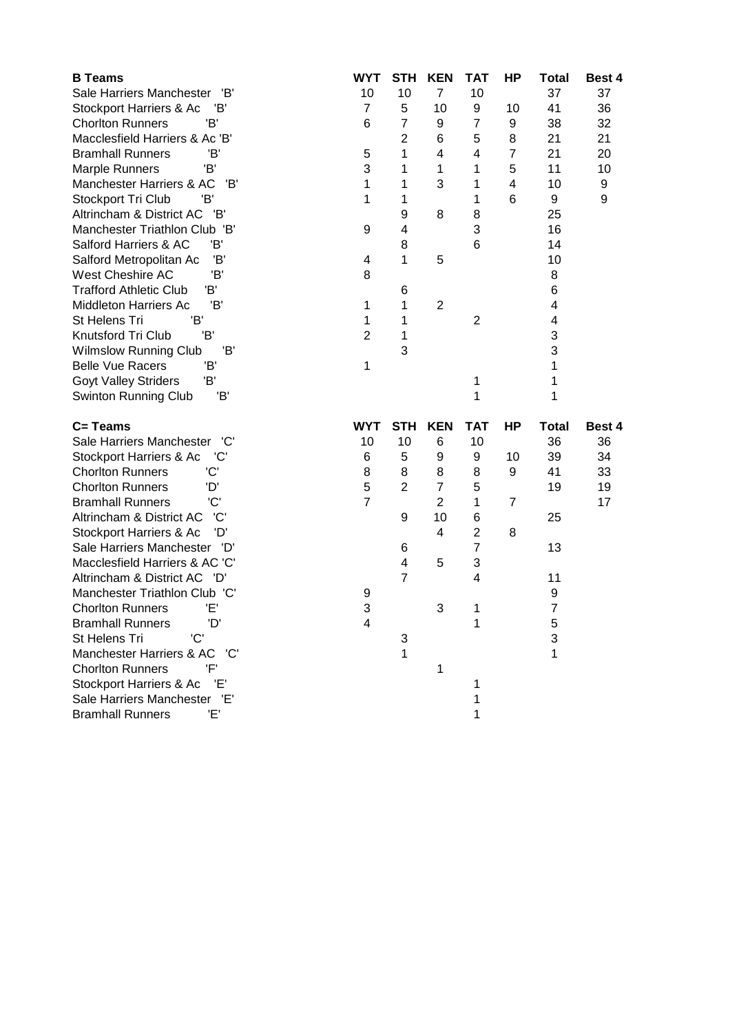| B Teams | WYT | STH | KEN | TAT | HP | Total | Best 4 |
|---|---|---|---|---|---|---|---|
| Sale Harriers Manchester 'B' | 10 | 10 | 7 | 10 | | 37 | 37 |
| Stockport Harriers & Ac 'B' | 7 | 5 | 10 | 9 | 10 | 41 | 36 |
| Chorlton Runners 'B' | 6 | 7 | 9 | 7 | 9 | 38 | 32 |
| Macclesfield Harriers & Ac 'B' | | 2 | 6 | 5 | 8 | 21 | 21 |
| Bramhall Runners 'B' | 5 | 1 | 4 | 4 | 7 | 21 | 20 |
| Marple Runners 'B' | 3 | 1 | 1 | 1 | 5 | 11 | 10 |
| Manchester Harriers & AC 'B' | 1 | 1 | 3 | 1 | 4 | 10 | 9 |
| Stockport Tri Club 'B' | 1 | 1 | | 1 | 6 | 9 | 9 |
| Altrincham & District AC 'B' | | 9 | 8 | 8 | | 25 | |
| Manchester Triathlon Club 'B' | 9 | 4 | | 3 | | 16 | |
| Salford Harriers & AC 'B' | | 8 | | 6 | | 14 | |
| Salford Metropolitan Ac 'B' | 4 | 1 | 5 | | | 10 | |
| West Cheshire AC 'B' | 8 | | | | | 8 | |
| Trafford Athletic Club 'B' | | 6 | | | | 6 | |
| Middleton Harriers Ac 'B' | 1 | 1 | 2 | | | 4 | |
| St Helens Tri 'B' | 1 | 1 | | 2 | | 4 | |
| Knutsford Tri Club 'B' | 2 | 1 | | | | 3 | |
| Wilmslow Running Club 'B' | | 3 | | | | 3 | |
| Belle Vue Racers 'B' | 1 | | | | | 1 | |
| Goyt Valley Striders 'B' | | | | 1 | | 1 | |
| Swinton Running Club 'B' | | | | 1 | | 1 | |

| C= Teams | WYT | STH | KEN | TAT | HP | Total | Best 4 |
|---|---|---|---|---|---|---|---|
| Sale Harriers Manchester 'C' | 10 | 10 | 6 | 10 | | 36 | 36 |
| Stockport Harriers & Ac 'C' | 6 | 5 | 9 | 9 | 10 | 39 | 34 |
| Chorlton Runners 'C' | 8 | 8 | 8 | 8 | 9 | 41 | 33 |
| Chorlton Runners 'D' | 5 | 2 | 7 | 5 | | 19 | 19 |
| Bramhall Runners 'C' | 7 | | 2 | 1 | 7 | | 17 |
| Altrincham & District AC 'C' | | 9 | 10 | 6 | | 25 | |
| Stockport Harriers & Ac 'D' | | | 4 | 2 | 8 | | |
| Sale Harriers Manchester 'D' | | 6 | | 7 | | 13 | |
| Macclesfield Harriers & AC 'C' | | 4 | 5 | 3 | | | |
| Altrincham & District AC 'D' | | 7 | | 4 | | 11 | |
| Manchester Triathlon Club 'C' | 9 | | | | | 9 | |
| Chorlton Runners 'E' | 3 | | 3 | 1 | | 7 | |
| Bramhall Runners 'D' | 4 | | | 1 | | 5 | |
| St Helens Tri 'C' | | 3 | | | | 3 | |
| Manchester Harriers & AC 'C' | | 1 | | | | 1 | |
| Chorlton Runners 'F' | | | 1 | | | | |
| Stockport Harriers & Ac 'E' | | | | 1 | | | |
| Sale Harriers Manchester 'E' | | | | 1 | | | |
| Bramhall Runners 'E' | | | | 1 | | | |